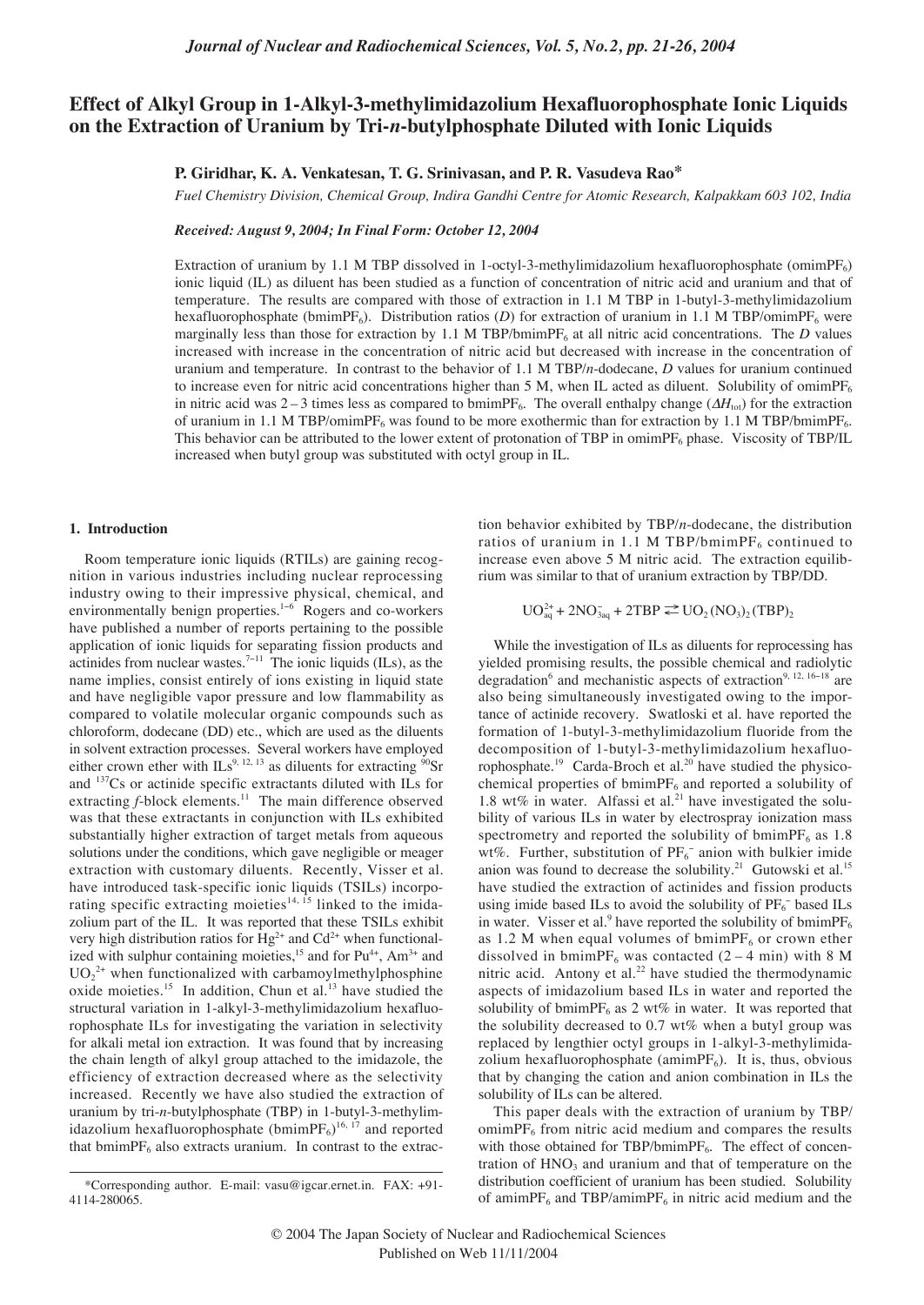# Effect of Alkyl Group in 1-Alkyl-3-methylimidazolium Hexafluorophosphate Ionic Liquids on the Extraction of Uranium by Tri-*n*-butylphosphate Diluted with Ionic Liquids

**P. Giridhar, K. A. Venkatesan, T. G. Srinivasan, and P. R. Vasudeva Rao***

*Fuel Chemistry Division, Chemical Group, Indira Gandhi Centre for Atomic Research, Kalpakkam 603 102, India*

***Received: August 9, 2004; In Final Form: October 12, 2004***

Extraction of uranium by 1.1 M TBP dissolved in 1-octyl-3-methylimidazolium hexafluorophosphate (omim$PF_6$) ionic liquid (IL) as diluent has been studied as a function of concentration of nitric acid and uranium and that of temperature. The results are compared with those of extraction in 1.1 M TBP in 1-butyl-3-methylimidazolium hexafluorophosphate (bmim$PF_6$). Distribution ratios ($D$) for extraction of uranium in 1.1 M TBP/omim$PF_6$ were marginally less than those for extraction by 1.1 M TBP/bmim$PF_6$ at all nitric acid concentrations. The $D$ values increased with increase in the concentration of nitric acid but decreased with increase in the concentration of uranium and temperature. In contrast to the behavior of 1.1 M TBP/*n*-dodecane, $D$ values for uranium continued to increase even for nitric acid concentrations higher than 5 M, when IL acted as diluent. Solubility of omim$PF_6$ in nitric acid was 2 – 3 times less as compared to bmim$PF_6$. The overall enthalpy change ($\Delta H_{tot}$) for the extraction of uranium in 1.1 M TBP/omim$PF_6$ was found to be more exothermic than for extraction by 1.1 M TBP/bmim$PF_6$. This behavior can be attributed to the lower extent of protonation of TBP in omim$PF_6$ phase. Viscosity of TBP/IL increased when butyl group was substituted with octyl group in IL.

## 1. Introduction

Room temperature ionic liquids (RTILs) are gaining recognition in various industries including nuclear reprocessing industry owing to their impressive physical, chemical, and environmentally benign properties.[1–6] Rogers and co-workers have published a number of reports pertaining to the possible application of ionic liquids for separating fission products and actinides from nuclear wastes.[7–11] The ionic liquids (ILs), as the name implies, consist entirely of ions existing in liquid state and have negligible vapor pressure and low flammability as compared to volatile molecular organic compounds such as chloroform, dodecane (DD) etc., which are used as the diluents in solvent extraction processes. Several workers have employed either crown ether with ILs[9, 12, 13] as diluents for extracting $^{90}$Sr and $^{137}$Cs or actinide specific extractants diluted with ILs for extracting *f*-block elements.[11] The main difference observed was that these extractants in conjunction with ILs exhibited substantially higher extraction of target metals from aqueous solutions under the conditions, which gave negligible or meager extraction with customary diluents. Recently, Visser et al. have introduced task-specific ionic liquids (TSILs) incorporating specific extracting moieties[14, 15] linked to the imidazolium part of the IL. It was reported that these TSILs exhibit very high distribution ratios for $Hg^{2+}$ and $Cd^{2+}$ when functionalized with sulphur containing moieties,[15] and for $Pu^{4+}$, $Am^{3+}$ and $UO_2^{2+}$ when functionalized with carbamoylmethylphosphine oxide moieties.[15] In addition, Chun et al.[13] have studied the structural variation in 1-alkyl-3-methylimidazolium hexafluorophosphate ILs for investigating the variation in selectivity for alkali metal ion extraction. It was found that by increasing the chain length of alkyl group attached to the imidazole, the efficiency of extraction decreased where as the selectivity increased. Recently we have also studied the extraction of uranium by tri-*n*-butylphosphate (TBP) in 1-butyl-3-methylimidazolium hexafluorophosphate (bmim$PF_6$)[16, 17] and reported that bmim$PF_6$ also extracts uranium. In contrast to the extraction behavior exhibited by TBP/*n*-dodecane, the distribution ratios of uranium in 1.1 M TBP/bmim$PF_6$ continued to increase even above 5 M nitric acid. The extraction equilibrium was similar to that of uranium extraction by TBP/DD.

$$UO^{2+}_{aq} + 2NO^{-}_{3aq} + 2TBP \rightleftarrows UO_2(NO_3)_2(TBP)_2$$

While the investigation of ILs as diluents for reprocessing has yielded promising results, the possible chemical and radiolytic degradation[6] and mechanistic aspects of extraction[9, 12, 16–18] are also being simultaneously investigated owing to the importance of actinide recovery. Swatloski et al. have reported the formation of 1-butyl-3-methylimidazolium fluoride from the decomposition of 1-butyl-3-methylimidazolium hexafluorophosphate.[19] Carda-Broch et al.[20] have studied the physicochemical properties of bmim$PF_6$ and reported a solubility of 1.8 wt% in water. Alfassi et al.[21] have investigated the solubility of various ILs in water by electrospray ionization mass spectrometry and reported the solubility of bmim$PF_6$ as 1.8 wt%. Further, substitution of $PF_6^-$ anion with bulkier imide anion was found to decrease the solubility.[21] Gutowski et al.[15] have studied the extraction of actinides and fission products using imide based ILs to avoid the solubility of $PF_6^-$ based ILs in water. Visser et al.[9] have reported the solubility of bmim$PF_6$ as 1.2 M when equal volumes of bmim$PF_6$ or crown ether dissolved in bmim$PF_6$ was contacted (2 – 4 min) with 8 M nitric acid. Antony et al.[22] have studied the thermodynamic aspects of imidazolium based ILs in water and reported the solubility of bmim$PF_6$ as 2 wt% in water. It was reported that the solubility decreased to 0.7 wt% when a butyl group was replaced by lengthier octyl groups in 1-alkyl-3-methylimidazolium hexafluorophosphate (amim$PF_6$). It is, thus, obvious that by changing the cation and anion combination in ILs the solubility of ILs can be altered.

This paper deals with the extraction of uranium by TBP/omim$PF_6$ from nitric acid medium and compares the results with those obtained for TBP/bmim$PF_6$. The effect of concentration of $HNO_3$ and uranium and that of temperature on the distribution coefficient of uranium has been studied. Solubility of amim$PF_6$ and TBP/amim$PF_6$ in nitric acid medium and the

---

*Corresponding author. E-mail: vasu@igcar.ernet.in. FAX: +91-4114-280065.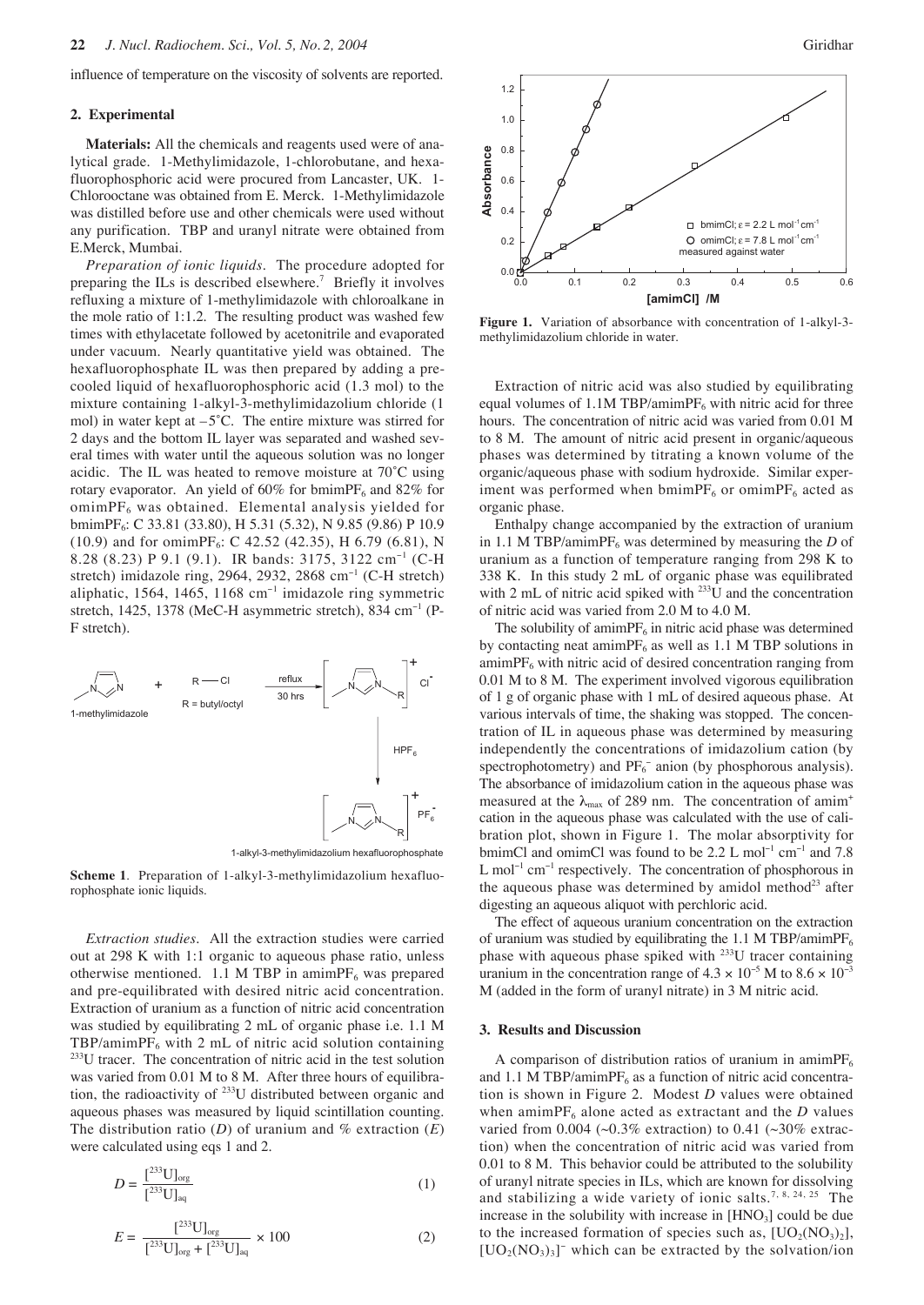influence of temperature on the viscosity of solvents are reported.

## 2. Experimental

**Materials:** All the chemicals and reagents used were of analytical grade. 1-Methylimidazole, 1-chlorobutane, and hexafluorophosphoric acid were procured from Lancaster, UK. 1-Chlorooctane was obtained from E. Merck. 1-Methylimidazole was distilled before use and other chemicals were used without any purification. TBP and uranyl nitrate were obtained from E.Merck, Mumbai.

*Preparation of ionic liquids.* The procedure adopted for preparing the ILs is described elsewhere.[7] Briefly it involves refluxing a mixture of 1-methylimidazole with chloroalkane in the mole ratio of 1:1.2. The resulting product was washed few times with ethylacetate followed by acetonitrile and evaporated under vacuum. Nearly quantitative yield was obtained. The hexafluorophosphate IL was then prepared by adding a pre-cooled liquid of hexafluorophosphoric acid (1.3 mol) to the mixture containing 1-alkyl-3-methylimidazolium chloride (1 mol) in water kept at –5˚C. The entire mixture was stirred for 2 days and the bottom IL layer was separated and washed several times with water until the aqueous solution was no longer acidic. The IL was heated to remove moisture at 70˚C using rotary evaporator. An yield of 60% for bmim$PF_6$ and 82% for omim$PF_6$ was obtained. Elemental analysis yielded for bmim$PF_6$: C 33.81 (33.80), H 5.31 (5.32), N 9.85 (9.86) P 10.9 (10.9) and for omim$PF_6$: C 42.52 (42.35), H 6.79 (6.81), N 8.28 (8.23) P 9.1 (9.1). IR bands: 3175, 3122 $cm^{-1}$ (C-H stretch) imidazole ring, 2964, 2932, 2868 $cm^{-1}$ (C-H stretch) aliphatic, 1564, 1465, 1168 $cm^{-1}$ imidazole ring symmetric stretch, 1425, 1378 (MeC-H asymmetric stretch), 834 $cm^{-1}$ (P-F stretch).

**Scheme 1**. Preparation of 1-alkyl-3-methylimidazolium hexafluorophosphate ionic liquids.

*Extraction studies.* All the extraction studies were carried out at 298 K with 1:1 organic to aqueous phase ratio, unless otherwise mentioned. 1.1 M TBP in amim$PF_6$ was prepared and pre-equilibrated with desired nitric acid concentration. Extraction of uranium as a function of nitric acid concentration was studied by equilibrating 2 mL of organic phase i.e. 1.1 M TBP/amim$PF_6$ with 2 mL of nitric acid solution containing $^{233}U$ tracer. The concentration of nitric acid in the test solution was varied from 0.01 M to 8 M. After three hours of equilibration, the radioactivity of $^{233}U$ distributed between organic and aqueous phases was measured by liquid scintillation counting. The distribution ratio ($D$) of uranium and % extraction ($E$) were calculated using eqs 1 and 2.

$$D = \frac{[^{233}\mathrm{U}]_{org}}{[^{233}\mathrm{U}]_{aq}} \tag{1}$$

$$E = \frac{[^{233}\mathrm{U}]_{org}}{[^{233}\mathrm{U}]_{org} + [^{233}\mathrm{U}]_{aq}} \times 100 \tag{2}$$

**Figure 1.** Variation of absorbance with concentration of 1-alkyl-3-methylimidazolium chloride in water.

Extraction of nitric acid was also studied by equilibrating equal volumes of 1.1M TBP/amim$PF_6$ with nitric acid for three hours. The concentration of nitric acid was varied from 0.01 M to 8 M. The amount of nitric acid present in organic/aqueous phases was determined by titrating a known volume of the organic/aqueous phase with sodium hydroxide. Similar experiment was performed when bmim$PF_6$ or omim$PF_6$ acted as organic phase.

Enthalpy change accompanied by the extraction of uranium in 1.1 M TBP/amim$PF_6$ was determined by measuring the $D$ of uranium as a function of temperature ranging from 298 K to 338 K. In this study 2 mL of organic phase was equilibrated with 2 mL of nitric acid spiked with $^{233}U$ and the concentration of nitric acid was varied from 2.0 M to 4.0 M.

The solubility of amim$PF_6$ in nitric acid phase was determined by contacting neat amim$PF_6$ as well as 1.1 M TBP solutions in amim$PF_6$ with nitric acid of desired concentration ranging from 0.01 M to 8 M. The experiment involved vigorous equilibration of 1 g of organic phase with 1 mL of desired aqueous phase. At various intervals of time, the shaking was stopped. The concentration of IL in aqueous phase was determined by measuring independently the concentrations of imidazolium cation (by spectrophotometry) and $PF_6^-$ anion (by phosphorous analysis). The absorbance of imidazolium cation in the aqueous phase was measured at the $\lambda_{max}$ of 289 nm. The concentration of $amim^+$ cation in the aqueous phase was calculated with the use of calibration plot, shown in Figure 1. The molar absorptivity for bmimCl and omimCl was found to be 2.2 L $mol^{-1}$ $cm^{-1}$ and 7.8 L $mol^{-1}$ $cm^{-1}$ respectively. The concentration of phosphorous in the aqueous phase was determined by amidol method[23] after digesting an aqueous aliquot with perchloric acid.

The effect of aqueous uranium concentration on the extraction of uranium was studied by equilibrating the 1.1 M TBP/amim$PF_6$ phase with aqueous phase spiked with $^{233}U$ tracer containing uranium in the concentration range of $4.3 \times 10^{-5}$ M to $8.6 \times 10^{-3}$ M (added in the form of uranyl nitrate) in 3 M nitric acid.

## 3. Results and Discussion

A comparison of distribution ratios of uranium in amim$PF_6$ and 1.1 M TBP/amim$PF_6$ as a function of nitric acid concentration is shown in Figure 2. Modest $D$ values were obtained when amim$PF_6$ alone acted as extractant and the $D$ values varied from 0.004 (~0.3% extraction) to 0.41 (~30% extraction) when the concentration of nitric acid was varied from 0.01 to 8 M. This behavior could be attributed to the solubility of uranyl nitrate species in ILs, which are known for dissolving and stabilizing a wide variety of ionic salts.[7, 8, 24, 25] The increase in the solubility with increase in [$HNO_3$] could be due to the increased formation of species such as, [$UO_2(NO_3)_2$], $[UO_2(NO_3)_3]^-$ which can be extracted by the solvation/ion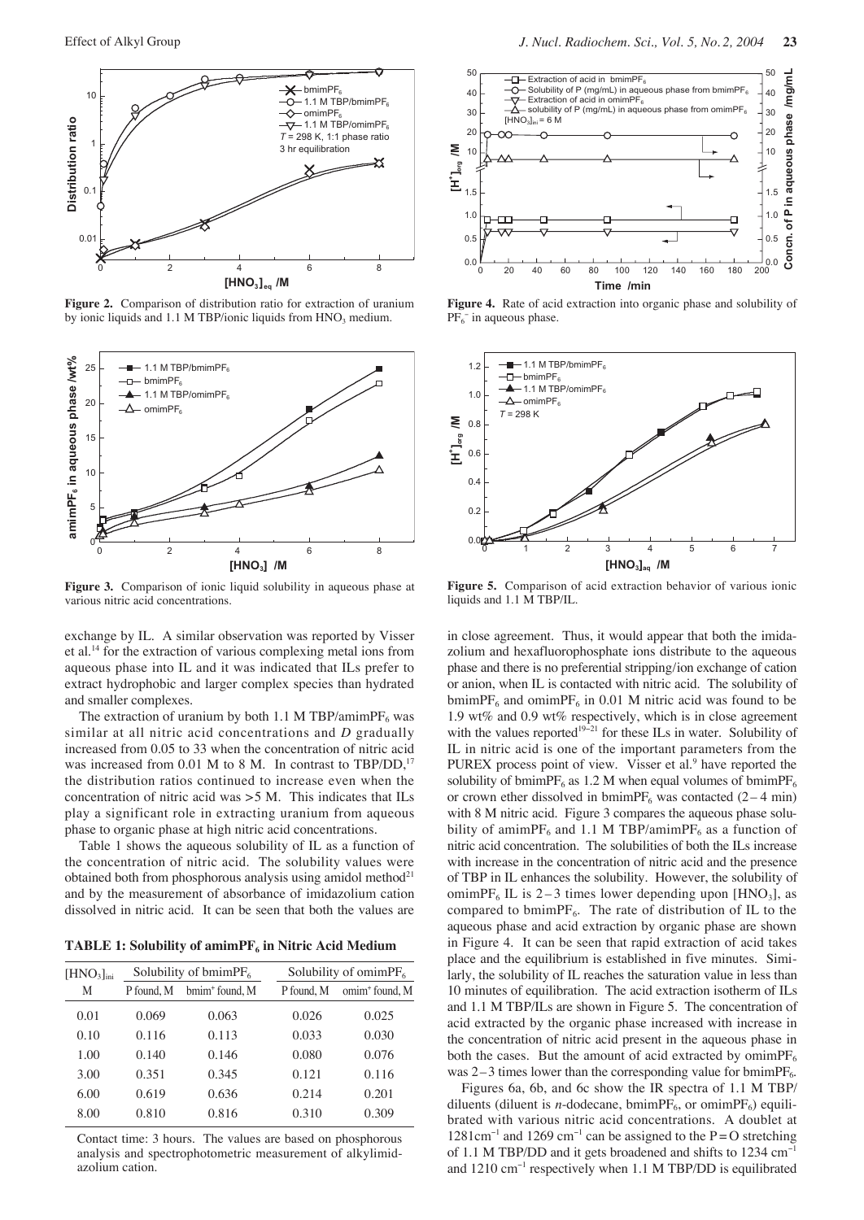**Figure 2.** Comparison of distribution ratio for extraction of uranium by ionic liquids and 1.1 M TBP/ionic liquids from $HNO_3$ medium.

**Figure 3.** Comparison of ionic liquid solubility in aqueous phase at various nitric acid concentrations.

exchange by IL. A similar observation was reported by Visser et al.[14] for the extraction of various complexing metal ions from aqueous phase into IL and it was indicated that ILs prefer to extract hydrophobic and larger complex species than hydrated and smaller complexes.

The extraction of uranium by both 1.1 M TBP/amim$PF_6$ was similar at all nitric acid concentrations and $D$ gradually increased from 0.05 to 33 when the concentration of nitric acid was increased from 0.01 M to 8 M. In contrast to TBP/DD,[17] the distribution ratios continued to increase even when the concentration of nitric acid was >5 M. This indicates that ILs play a significant role in extracting uranium from aqueous phase to organic phase at high nitric acid concentrations.

Table 1 shows the aqueous solubility of IL as a function of the concentration of nitric acid. The solubility values were obtained both from phosphorous analysis using amidol method[21] and by the measurement of absorbance of imidazolium cation dissolved in nitric acid. It can be seen that both the values are

**TABLE 1: Solubility of amim$PF_6$ in Nitric Acid Medium**

| $[HNO_3]_{ini}$ | Solubility of bmim$PF_6$ | | Solubility of omim$PF_6$ | |
|---|---|---|---|---|
| M | P found, M | $bmim^+$ found, M | P found, M | $omim^+$ found, M |
| 0.01 | 0.069 | 0.063 | 0.026 | 0.025 |
| 0.10 | 0.116 | 0.113 | 0.033 | 0.030 |
| 1.00 | 0.140 | 0.146 | 0.080 | 0.076 |
| 3.00 | 0.351 | 0.345 | 0.121 | 0.116 |
| 6.00 | 0.619 | 0.636 | 0.214 | 0.201 |
| 8.00 | 0.810 | 0.816 | 0.310 | 0.309 |

Contact time: 3 hours. The values are based on phosphorous analysis and spectrophotometric measurement of alkylimidazolium cation.

**Figure 4.** Rate of acid extraction into organic phase and solubility of $PF_6^-$ in aqueous phase.

**Figure 5.** Comparison of acid extraction behavior of various ionic liquids and 1.1 M TBP/IL.

in close agreement. Thus, it would appear that both the imidazolium and hexafluorophosphate ions distribute to the aqueous phase and there is no preferential stripping/ion exchange of cation or anion, when IL is contacted with nitric acid. The solubility of bmim$PF_6$ and omim$PF_6$ in 0.01 M nitric acid was found to be 1.9 wt% and 0.9 wt% respectively, which is in close agreement with the values reported[19–21] for these ILs in water. Solubility of IL in nitric acid is one of the important parameters from the PUREX process point of view. Visser et al.[9] have reported the solubility of bmim$PF_6$ as 1.2 M when equal volumes of bmim$PF_6$ or crown ether dissolved in bmim$PF_6$ was contacted (2 – 4 min) with 8 M nitric acid. Figure 3 compares the aqueous phase solubility of amim$PF_6$ and 1.1 M TBP/amim$PF_6$ as a function of nitric acid concentration. The solubilities of both the ILs increase with increase in the concentration of nitric acid and the presence of TBP in IL enhances the solubility. However, the solubility of omim$PF_6$ IL is 2 – 3 times lower depending upon $[HNO_3]$, as compared to bmim$PF_6$. The rate of distribution of IL to the aqueous phase and acid extraction by organic phase are shown in Figure 4. It can be seen that rapid extraction of acid takes place and the equilibrium is established in five minutes. Similarly, the solubility of IL reaches the saturation value in less than 10 minutes of equilibration. The acid extraction isotherm of ILs and 1.1 M TBP/ILs are shown in Figure 5. The concentration of acid extracted by the organic phase increased with increase in the concentration of nitric acid present in the aqueous phase in both the cases. But the amount of acid extracted by omim$PF_6$ was 2 – 3 times lower than the corresponding value for bmim$PF_6$.

Figures 6a, 6b, and 6c show the IR spectra of 1.1 M TBP/diluents (diluent is *n*-dodecane, bmim$PF_6$, or omim$PF_6$) equilibrated with various nitric acid concentrations. A doublet at 1281 $cm^{-1}$ and 1269 $cm^{-1}$ can be assigned to the P = O stretching of 1.1 M TBP/DD and it gets broadened and shifts to 1234 $cm^{-1}$ and 1210 $cm^{-1}$ respectively when 1.1 M TBP/DD is equilibrated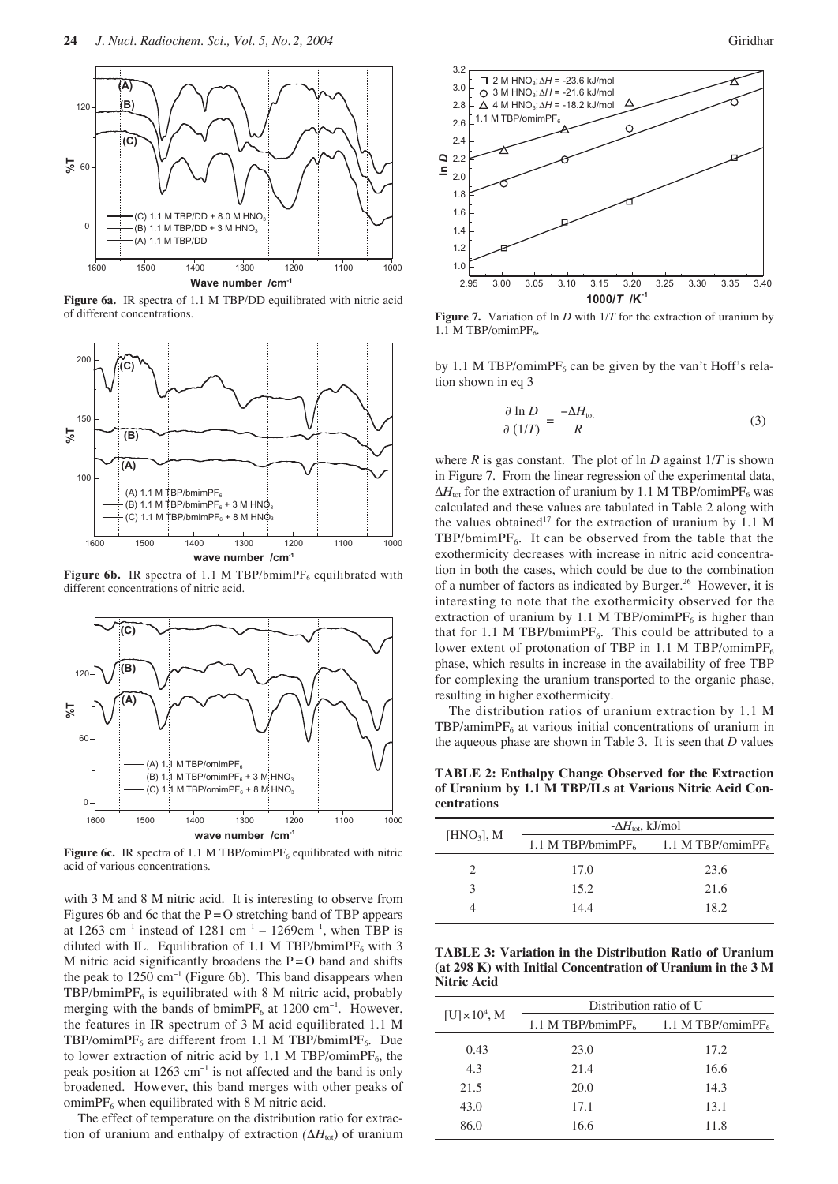**Figure 6a.** IR spectra of 1.1 M TBP/DD equilibrated with nitric acid of different concentrations.

**Figure 6b.** IR spectra of 1.1 M TBP/bmim$PF_6$ equilibrated with different concentrations of nitric acid.

**Figure 6c.** IR spectra of 1.1 M TBP/omim$PF_6$ equilibrated with nitric acid of various concentrations.

with 3 M and 8 M nitric acid. It is interesting to observe from Figures 6b and 6c that the P = O stretching band of TBP appears at 1263 $cm^{-1}$ instead of 1281 $cm^{-1}$ – 1269$cm^{-1}$, when TBP is diluted with IL. Equilibration of 1.1 M TBP/bmim$PF_6$ with 3 M nitric acid significantly broadens the P = O band and shifts the peak to 1250 $cm^{-1}$ (Figure 6b). This band disappears when TBP/bmim$PF_6$ is equilibrated with 8 M nitric acid, probably merging with the bands of bmim$PF_6$ at 1200 $cm^{-1}$. However, the features in IR spectrum of 3 M acid equilibrated 1.1 M TBP/omim$PF_6$ are different from 1.1 M TBP/bmim$PF_6$. Due to lower extraction of nitric acid by 1.1 M TBP/omim$PF_6$, the peak position at 1263 $cm^{-1}$ is not affected and the band is only broadened. However, this band merges with other peaks of omim$PF_6$ when equilibrated with 8 M nitric acid.

The effect of temperature on the distribution ratio for extraction of uranium and enthalpy of extraction ($\Delta H_{tot}$) of uranium by 1.1 M TBP/omim$PF_6$ can be given by the van't Hoff's relation shown in eq 3

$$\frac{\partial \ln D}{\partial (1/T)} = \frac{-\Delta H_{tot}}{R} \tag{3}$$

where $R$ is gas constant. The plot of ln $D$ against $1/T$ is shown in Figure 7. From the linear regression of the experimental data, $\Delta H_{tot}$ for the extraction of uranium by 1.1 M TBP/omim$PF_6$ was calculated and these values are tabulated in Table 2 along with the values obtained[17] for the extraction of uranium by 1.1 M TBP/bmim$PF_6$. It can be observed from the table that the exothermicity decreases with increase in nitric acid concentration in both the cases, which could be due to the combination of a number of factors as indicated by Burger.[26] However, it is interesting to note that the exothermicity observed for the extraction of uranium by 1.1 M TBP/omim$PF_6$ is higher than that for 1.1 M TBP/bmim$PF_6$. This could be attributed to a lower extent of protonation of TBP in 1.1 M TBP/omim$PF_6$ phase, which results in increase in the availability of free TBP for complexing the uranium transported to the organic phase, resulting in higher exothermicity.

**Figure 7.** Variation of ln $D$ with $1/T$ for the extraction of uranium by 1.1 M TBP/omim$PF_6$.

The distribution ratios of uranium extraction by 1.1 M TBP/amim$PF_6$ at various initial concentrations of uranium in the aqueous phase are shown in Table 3. It is seen that $D$ values

**TABLE 2: Enthalpy Change Observed for the Extraction of Uranium by 1.1 M TBP/ILs at Various Nitric Acid Concentrations**

| [$HNO_3$], M | $-\Delta H_{tot}$, kJ/mol | |
|---|---|---|
| | 1.1 M TBP/bmim$PF_6$ | 1.1 M TBP/omim$PF_6$ |
| 2 | 17.0 | 23.6 |
| 3 | 15.2 | 21.6 |
| 4 | 14.4 | 18.2 |

**TABLE 3: Variation in the Distribution Ratio of Uranium (at 298 K) with Initial Concentration of Uranium in the 3 M Nitric Acid**

| [U] × $10^4$, M | Distribution ratio of U | |
|---|---|---|
| | 1.1 M TBP/bmim$PF_6$ | 1.1 M TBP/omim$PF_6$ |
| 0.43 | 23.0 | 17.2 |
| 4.3 | 21.4 | 16.6 |
| 21.5 | 20.0 | 14.3 |
| 43.0 | 17.1 | 13.1 |
| 86.0 | 16.6 | 11.8 |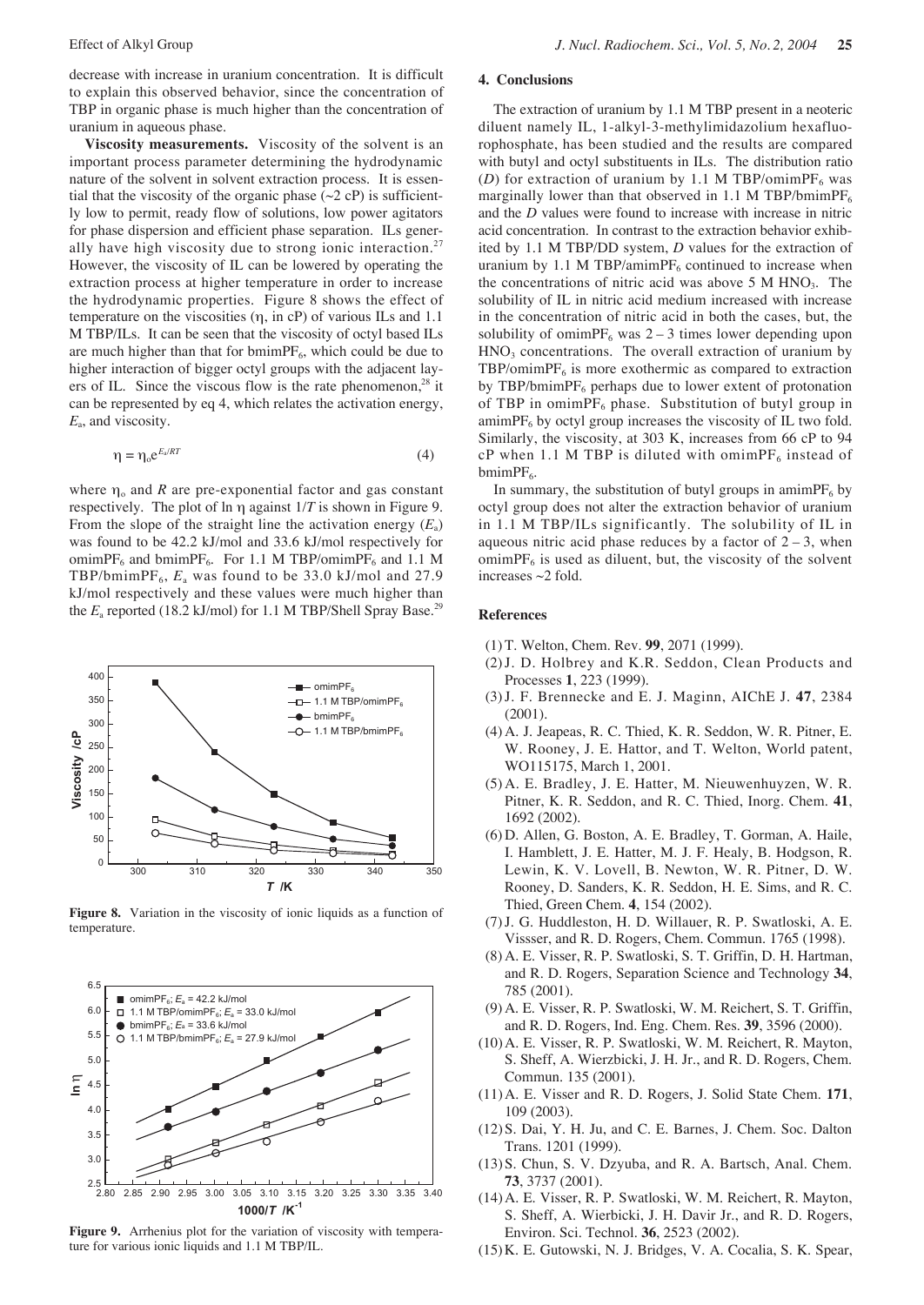decrease with increase in uranium concentration. It is difficult to explain this observed behavior, since the concentration of TBP in organic phase is much higher than the concentration of uranium in aqueous phase.

**Viscosity measurements.** Viscosity of the solvent is an important process parameter determining the hydrodynamic nature of the solvent in solvent extraction process. It is essential that the viscosity of the organic phase (~2 cP) is sufficiently low to permit, ready flow of solutions, low power agitators for phase dispersion and efficient phase separation. ILs generally have high viscosity due to strong ionic interaction.[27] However, the viscosity of IL can be lowered by operating the extraction process at higher temperature in order to increase the hydrodynamic properties. Figure 8 shows the effect of temperature on the viscosities ($\eta$, in cP) of various ILs and 1.1 M TBP/ILs. It can be seen that the viscosity of octyl based ILs are much higher than that for $bmimPF_6$, which could be due to higher interaction of bigger octyl groups with the adjacent layers of IL. Since the viscous flow is the rate phenomenon,[28] it can be represented by eq 4, which relates the activation energy, $E_a$, and viscosity.

$$\eta = \eta_o e^{E_a/RT} \tag{4}$$

where $\eta_o$ and $R$ are pre-exponential factor and gas constant respectively. The plot of ln $\eta$ against $1/T$ is shown in Figure 9. From the slope of the straight line the activation energy ($E_a$) was found to be 42.2 kJ/mol and 33.6 kJ/mol respectively for $omimPF_6$ and $bmimPF_6$. For 1.1 M TBP/$omimPF_6$ and 1.1 M TBP/$bmimPF_6$, $E_a$ was found to be 33.0 kJ/mol and 27.9 kJ/mol respectively and these values were much higher than the $E_a$ reported (18.2 kJ/mol) for 1.1 M TBP/Shell Spray Base.[29]

**Figure 8.** Variation in the viscosity of ionic liquids as a function of temperature.

**Figure 9.** Arrhenius plot for the variation of viscosity with temperature for various ionic liquids and 1.1 M TBP/IL.

## 4. Conclusions

The extraction of uranium by 1.1 M TBP present in a neoteric diluent namely IL, 1-alkyl-3-methylimidazolium hexafluorophosphate, has been studied and the results are compared with butyl and octyl substituents in ILs. The distribution ratio ($D$) for extraction of uranium by 1.1 M TBP/$omimPF_6$ was marginally lower than that observed in 1.1 M TBP/$bmimPF_6$ and the $D$ values were found to increase with increase in nitric acid concentration. In contrast to the extraction behavior exhibited by 1.1 M TBP/DD system, $D$ values for the extraction of uranium by 1.1 M TBP/$amimPF_6$ continued to increase when the concentrations of nitric acid was above 5 M $HNO_3$. The solubility of IL in nitric acid medium increased with increase in the concentration of nitric acid in both the cases, but, the solubility of $omimPF_6$ was 2 – 3 times lower depending upon $HNO_3$ concentrations. The overall extraction of uranium by TBP/$omimPF_6$ is more exothermic as compared to extraction by TBP/$bmimPF_6$ perhaps due to lower extent of protonation of TBP in $omimPF_6$ phase. Substitution of butyl group in $amimPF_6$ by octyl group increases the viscosity of IL two fold. Similarly, the viscosity, at 303 K, increases from 66 cP to 94 cP when 1.1 M TBP is diluted with $omimPF_6$ instead of $bmimPF_6$.

In summary, the substitution of butyl groups in $amimPF_6$ by octyl group does not alter the extraction behavior of uranium in 1.1 M TBP/ILs significantly. The solubility of IL in aqueous nitric acid phase reduces by a factor of 2 – 3, when $omimPF_6$ is used as diluent, but, the viscosity of the solvent increases ~2 fold.

## References

(1) T. Welton, Chem. Rev. **99**, 2071 (1999).

(2) J. D. Holbrey and K.R. Seddon, Clean Products and Processes **1**, 223 (1999).

(3) J. F. Brennecke and E. J. Maginn, AIChE J. **47**, 2384 (2001).

(4) A. J. Jeapeas, R. C. Thied, K. R. Seddon, W. R. Pitner, E. W. Rooney, J. E. Hattor, and T. Welton, World patent, WO115175, March 1, 2001.

(5) A. E. Bradley, J. E. Hatter, M. Nieuwenhuyzen, W. R. Pitner, K. R. Seddon, and R. C. Thied, Inorg. Chem. **41**, 1692 (2002).

(6) D. Allen, G. Boston, A. E. Bradley, T. Gorman, A. Haile, I. Hamblett, J. E. Hatter, M. J. F. Healy, B. Hodgson, R. Lewin, K. V. Lovell, B. Newton, W. R. Pitner, D. W. Rooney, D. Sanders, K. R. Seddon, H. E. Sims, and R. C. Thied, Green Chem. **4**, 154 (2002).

(7) J. G. Huddleston, H. D. Willauer, R. P. Swatloski, A. E. Vissser, and R. D. Rogers, Chem. Commun. 1765 (1998).

(8) A. E. Visser, R. P. Swatloski, S. T. Griffin, D. H. Hartman, and R. D. Rogers, Separation Science and Technology **34**, 785 (2001).

(9) A. E. Visser, R. P. Swatloski, W. M. Reichert, S. T. Griffin, and R. D. Rogers, Ind. Eng. Chem. Res. **39**, 3596 (2000).

(10) A. E. Visser, R. P. Swatloski, W. M. Reichert, R. Mayton, S. Sheff, A. Wierzbicki, J. H. Jr., and R. D. Rogers, Chem. Commun. 135 (2001).

(11) A. E. Visser and R. D. Rogers, J. Solid State Chem. **171**, 109 (2003).

(12) S. Dai, Y. H. Ju, and C. E. Barnes, J. Chem. Soc. Dalton Trans. 1201 (1999).

(13) S. Chun, S. V. Dzyuba, and R. A. Bartsch, Anal. Chem. **73**, 3737 (2001).

(14) A. E. Visser, R. P. Swatloski, W. M. Reichert, R. Mayton, S. Sheff, A. Wierbicki, J. H. Davir Jr., and R. D. Rogers, Environ. Sci. Technol. **36**, 2523 (2002).

(15) K. E. Gutowski, N. J. Bridges, V. A. Cocalia, S. K. Spear,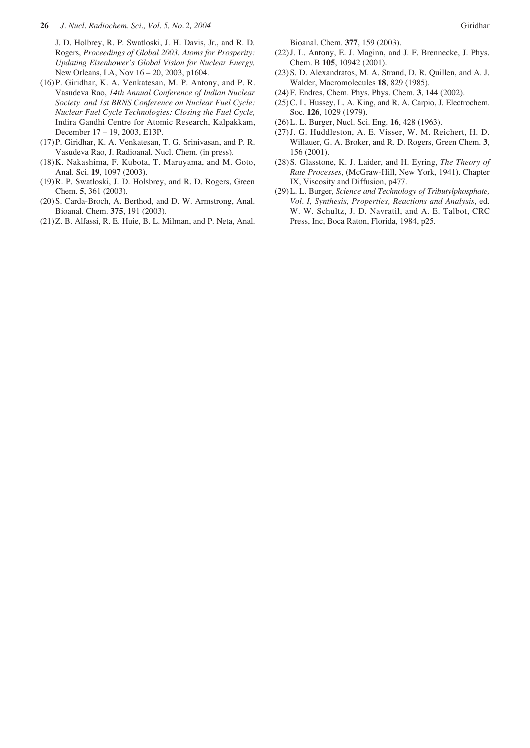J. D. Holbrey, R. P. Swatloski, J. H. Davis, Jr., and R. D. Rogers, *Proceedings of Global 2003. Atoms for Prosperity: Updating Eisenhower's Global Vision for Nuclear Energy,* New Orleans, LA, Nov 16 – 20, 2003, p1604.

(16) P. Giridhar, K. A. Venkatesan, M. P. Antony, and P. R. Vasudeva Rao, *14th Annual Conference of Indian Nuclear Society and 1st BRNS Conference on Nuclear Fuel Cycle: Nuclear Fuel Cycle Technologies: Closing the Fuel Cycle,* Indira Gandhi Centre for Atomic Research, Kalpakkam, December 17 – 19, 2003, E13P.

(17) P. Giridhar, K. A. Venkatesan, T. G. Srinivasan, and P. R. Vasudeva Rao, J. Radioanal. Nucl. Chem. (in press).

(18) K. Nakashima, F. Kubota, T. Maruyama, and M. Goto, Anal. Sci. **19**, 1097 (2003).

(19) R. P. Swatloski, J. D. Holsbrey, and R. D. Rogers, Green Chem. **5**, 361 (2003).

(20) S. Carda-Broch, A. Berthod, and D. W. Armstrong, Anal. Bioanal. Chem. **375**, 191 (2003).

(21) Z. B. Alfassi, R. E. Huie, B. L. Milman, and P. Neta, Anal. Bioanal. Chem. **377**, 159 (2003).

(22) J. L. Antony, E. J. Maginn, and J. F. Brennecke, J. Phys. Chem. B **105**, 10942 (2001).

(23) S. D. Alexandratos, M. A. Strand, D. R. Quillen, and A. J. Walder, Macromolecules **18**, 829 (1985).

(24) F. Endres, Chem. Phys. Phys. Chem. **3**, 144 (2002).

(25) C. L. Hussey, L. A. King, and R. A. Carpio, J. Electrochem. Soc. **126**, 1029 (1979).

(26) L. L. Burger, Nucl. Sci. Eng. **16**, 428 (1963).

(27) J. G. Huddleston, A. E. Visser, W. M. Reichert, H. D. Willauer, G. A. Broker, and R. D. Rogers, Green Chem. **3**, 156 (2001).

(28) S. Glasstone, K. J. Laider, and H. Eyring, *The Theory of Rate Processes*, (McGraw-Hill, New York, 1941). Chapter IX, Viscosity and Diffusion, p477.

(29) L. L. Burger, *Science and Technology of Tributylphosphate, Vol. I, Synthesis, Properties, Reactions and Analysis*, ed. W. W. Schultz, J. D. Navratil, and A. E. Talbot, CRC Press, Inc, Boca Raton, Florida, 1984, p25.